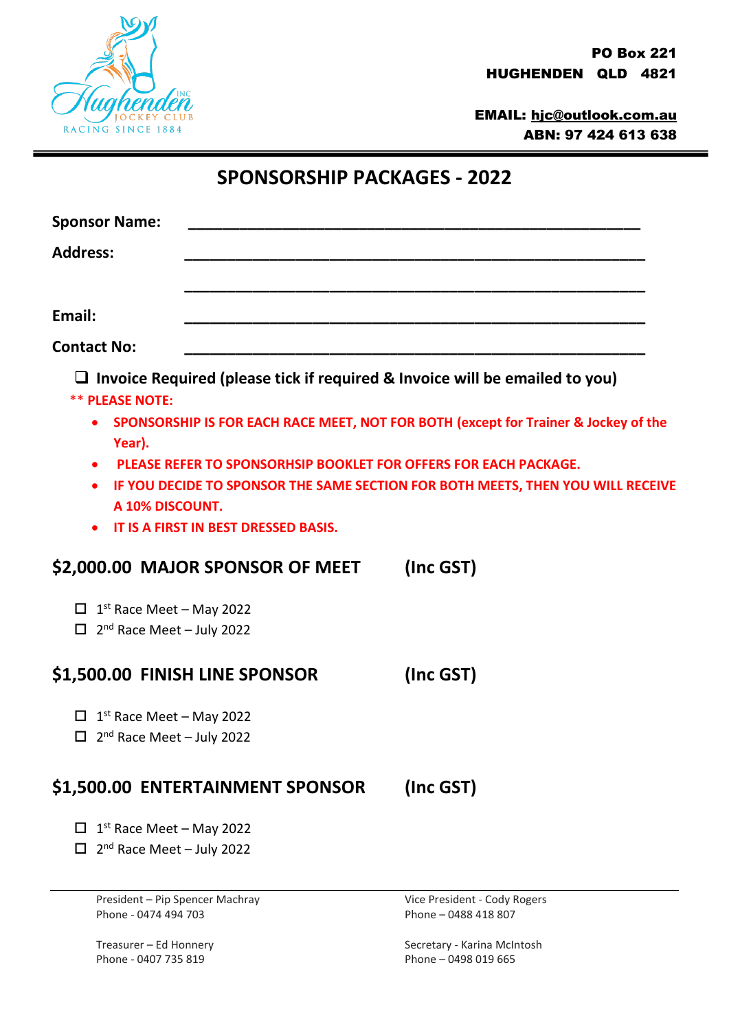PO Box 221
HUGHENDEN QLD 4821

EMAIL: hjc@outlook.com.au
ABN: 97 424 613 638

# SPONSORSHIP PACKAGES - 2022

**Sponsor Name:** ____________________________________________

**Address:** ____________________________________________

____________________________________________

**Email:** ____________________________________________

**Contact No:** ____________________________________________

☐ **Invoice Required (please tick if required & Invoice will be emailed to you)**

**\*\* PLEASE NOTE:**

- **SPONSORSHIP IS FOR EACH RACE MEET, NOT FOR BOTH (except for Trainer & Jockey of the Year).**
- **PLEASE REFER TO SPONSORHSIP BOOKLET FOR OFFERS FOR EACH PACKAGE.**
- **IF YOU DECIDE TO SPONSOR THE SAME SECTION FOR BOTH MEETS, THEN YOU WILL RECEIVE A 10% DISCOUNT.**
- **IT IS A FIRST IN BEST DRESSED BASIS.**

## $2,000.00 MAJOR SPONSOR OF MEET (Inc GST)

- ☐ 1st Race Meet – May 2022
- ☐ 2nd Race Meet – July 2022

## $1,500.00 FINISH LINE SPONSOR (Inc GST)

- ☐ 1st Race Meet – May 2022
- ☐ 2nd Race Meet – July 2022

## $1,500.00 ENTERTAINMENT SPONSOR (Inc GST)

- ☐ 1st Race Meet – May 2022
- ☐ 2nd Race Meet – July 2022

President – Pip Spencer Machray
Phone - 0474 494 703

Vice President - Cody Rogers
Phone – 0488 418 807

Treasurer – Ed Honnery
Phone - 0407 735 819

Secretary - Karina McIntosh
Phone – 0498 019 665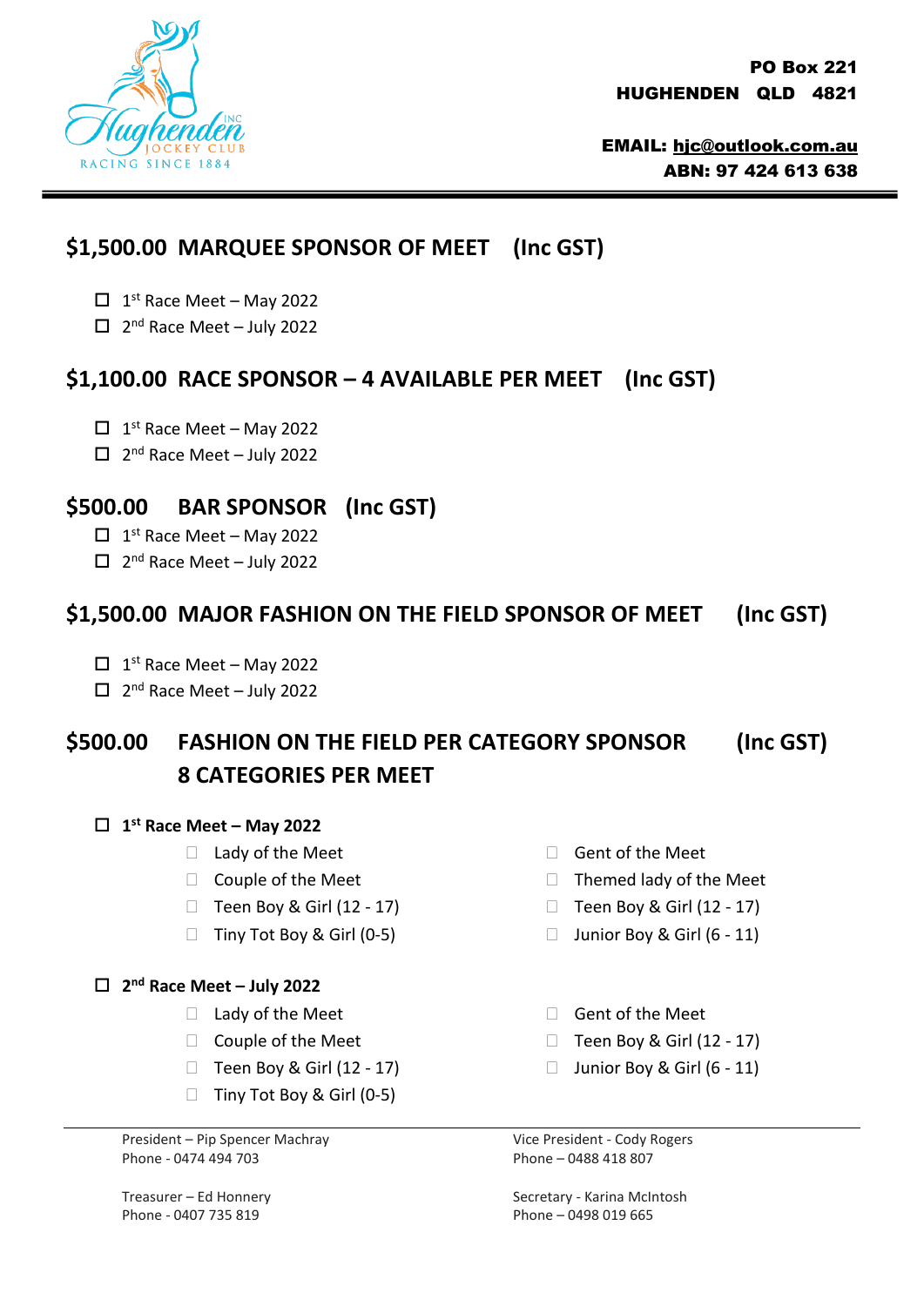**PO Box 221**
**HUGHENDEN QLD 4821**

**EMAIL: hjc@outlook.com.au**
**ABN: 97 424 613 638**

## $1,500.00 MARQUEE SPONSOR OF MEET (Inc GST)

- ☐ 1st Race Meet – May 2022
- ☐ 2nd Race Meet – July 2022

## $1,100.00 RACE SPONSOR – 4 AVAILABLE PER MEET (Inc GST)

- ☐ 1st Race Meet – May 2022
- ☐ 2nd Race Meet – July 2022

## $500.00 BAR SPONSOR (Inc GST)

- ☐ 1st Race Meet – May 2022
- ☐ 2nd Race Meet – July 2022

## $1,500.00 MAJOR FASHION ON THE FIELD SPONSOR OF MEET (Inc GST)

- ☐ 1st Race Meet – May 2022
- ☐ 2nd Race Meet – July 2022

## $500.00 FASHION ON THE FIELD PER CATEGORY SPONSOR (Inc GST) 8 CATEGORIES PER MEET

☐ **1st Race Meet – May 2022**

- ☐ Lady of the Meet
- ☐ Couple of the Meet
- ☐ Teen Boy & Girl (12 - 17)
- ☐ Tiny Tot Boy & Girl (0-5)
- ☐ Gent of the Meet
- ☐ Themed lady of the Meet
- ☐ Teen Boy & Girl (12 - 17)
- ☐ Junior Boy & Girl (6 - 11)

☐ **2nd Race Meet – July 2022**

- ☐ Lady of the Meet
- ☐ Couple of the Meet
- ☐ Teen Boy & Girl (12 - 17)
- ☐ Tiny Tot Boy & Girl (0-5)
- ☐ Gent of the Meet
- ☐ Teen Boy & Girl (12 - 17)
- ☐ Junior Boy & Girl (6 - 11)

---

President – Pip Spencer Machray
Phone - 0474 494 703

Vice President - Cody Rogers
Phone – 0488 418 807

Treasurer – Ed Honnery
Phone - 0407 735 819

Secretary - Karina McIntosh
Phone – 0498 019 665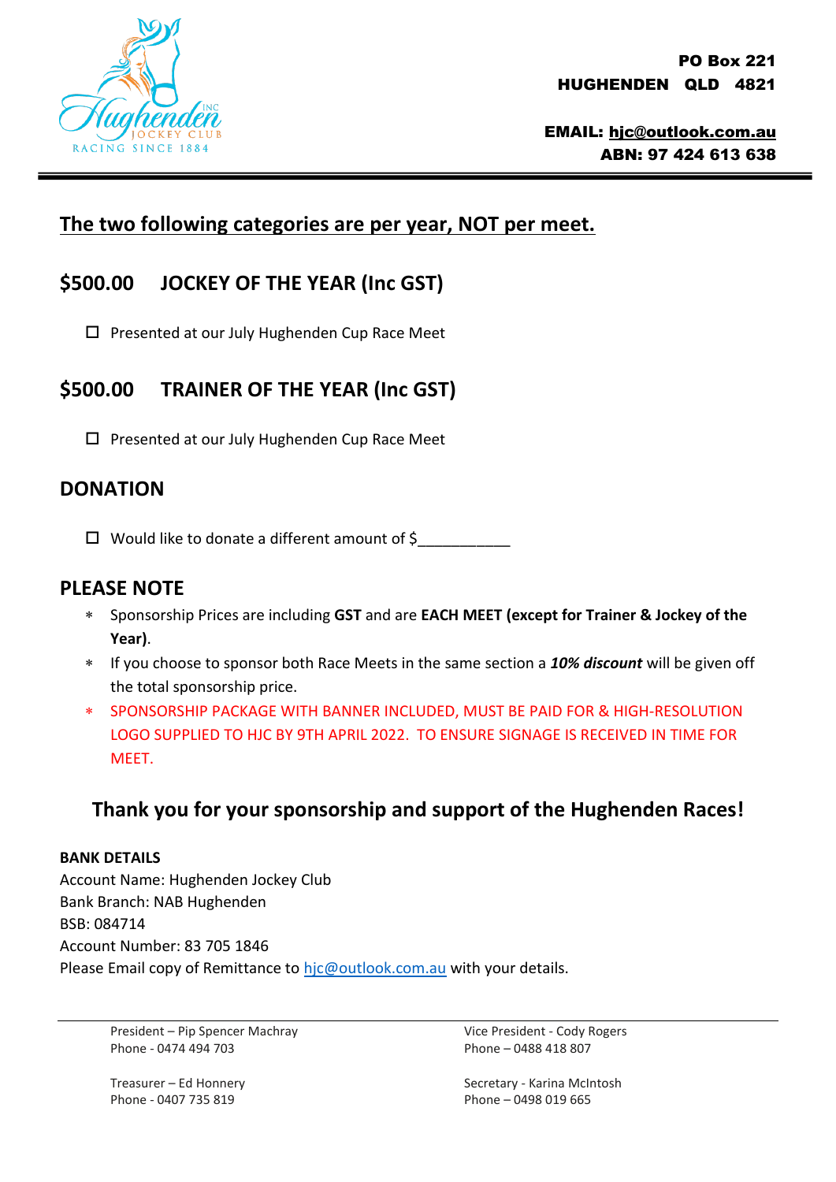PO Box 221
HUGHENDEN QLD 4821

EMAIL: hjc@outlook.com.au
ABN: 97 424 613 638

## The two following categories are per year, NOT per meet.

## $500.00 JOCKEY OF THE YEAR (Inc GST)

- ☐ Presented at our July Hughenden Cup Race Meet

## $500.00 TRAINER OF THE YEAR (Inc GST)

- ☐ Presented at our July Hughenden Cup Race Meet

## DONATION

- ☐ Would like to donate a different amount of $___________

## PLEASE NOTE

- Sponsorship Prices are including **GST** and are **EACH MEET (except for Trainer & Jockey of the Year)**.
- If you choose to sponsor both Race Meets in the same section a ***10% discount*** will be given off the total sponsorship price.
- SPONSORSHIP PACKAGE WITH BANNER INCLUDED, MUST BE PAID FOR & HIGH-RESOLUTION LOGO SUPPLIED TO HJC BY 9TH APRIL 2022. TO ENSURE SIGNAGE IS RECEIVED IN TIME FOR MEET.

## Thank you for your sponsorship and support of the Hughenden Races!

**BANK DETAILS**
Account Name: Hughenden Jockey Club
Bank Branch: NAB Hughenden
BSB: 084714
Account Number: 83 705 1846
Please Email copy of Remittance to hjc@outlook.com.au with your details.

President – Pip Spencer Machray
Phone - 0474 494 703

Vice President - Cody Rogers
Phone – 0488 418 807

Treasurer – Ed Honnery
Phone - 0407 735 819

Secretary - Karina McIntosh
Phone – 0498 019 665